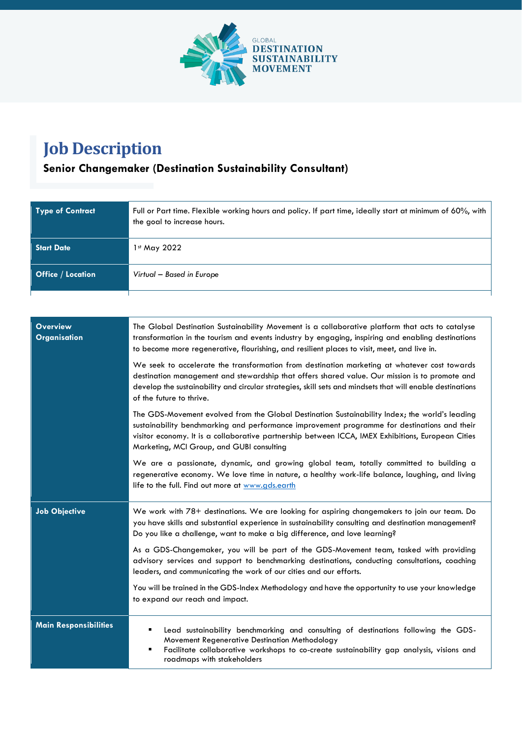GLOBAL
**DESTINATION SUSTAINABILITY MOVEMENT**

# Job Description

### Senior Changemaker (Destination Sustainability Consultant)

| | |
|---|---|
| **Type of Contract** | Full or Part time. Flexible working hours and policy. If part time, ideally start at minimum of 60%, with the goal to increase hours. |
| **Start Date** | 1st May 2022 |
| **Office / Location** | *Virtual – Based in Europe* |

| | |
|---|---|
| **Overview Organisation** | The Global Destination Sustainability Movement is a collaborative platform that acts to catalyse transformation in the tourism and events industry by engaging, inspiring and enabling destinations to become more regenerative, flourishing, and resilient places to visit, meet, and live in.<br><br>We seek to accelerate the transformation from destination marketing at whatever cost towards destination management and stewardship that offers shared value. Our mission is to promote and develop the sustainability and circular strategies, skill sets and mindsets that will enable destinations of the future to thrive.<br><br>The GDS-Movement evolved from the Global Destination Sustainability Index; the world's leading sustainability benchmarking and performance improvement programme for destinations and their visitor economy. It is a collaborative partnership between ICCA, IMEX Exhibitions, European Cities Marketing, MCI Group, and GUBI consulting<br><br>We are a passionate, dynamic, and growing global team, totally committed to building a regenerative economy. We love time in nature, a healthy work-life balance, laughing, and living life to the full. Find out more at [www.gds.earth](www.gds.earth) |
| **Job Objective** | We work with 78+ destinations. We are looking for aspiring changemakers to join our team. Do you have skills and substantial experience in sustainability consulting and destination management? Do you like a challenge, want to make a big difference, and love learning?<br><br>As a GDS-Changemaker, you will be part of the GDS-Movement team, tasked with providing advisory services and support to benchmarking destinations, conducting consultations, coaching leaders, and communicating the work of our cities and our efforts.<br><br>You will be trained in the GDS-Index Methodology and have the opportunity to use your knowledge to expand our reach and impact. |
| **Main Responsibilities** | ▪ Lead sustainability benchmarking and consulting of destinations following the GDS-Movement Regenerative Destination Methodology<br>▪ Facilitate collaborative workshops to co-create sustainability gap analysis, visions and roadmaps with stakeholders |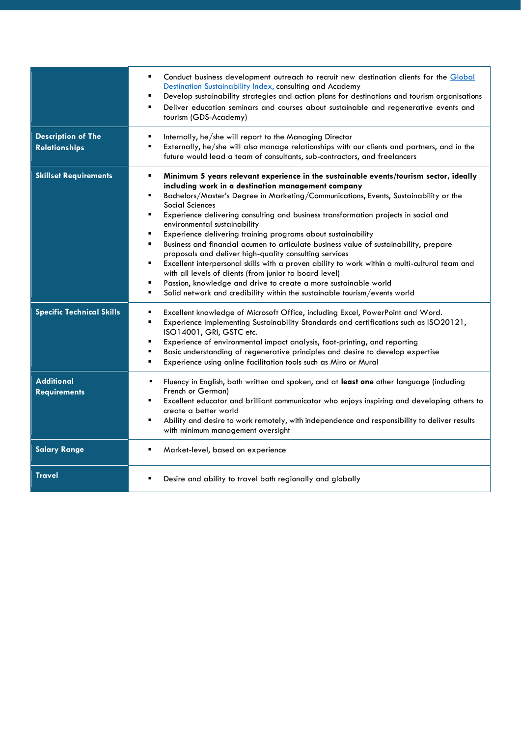| | |
|---|---|
| | ▪ Conduct business development outreach to recruit new destination clients for the [Global Destination Sustainability Index,](#) consulting and Academy<br>▪ Develop sustainability strategies and action plans for destinations and tourism organisations<br>▪ Deliver education seminars and courses about sustainable and regenerative events and tourism (GDS-Academy) |
| **Description of The Relationships** | ▪ Internally, he/she will report to the Managing Director<br>▪ Externally, he/she will also manage relationships with our clients and partners, and in the future would lead a team of consultants, sub-contractors, and freelancers |
| **Skillset Requirements** | ▪ **Minimum 5 years relevant experience in the sustainable events/tourism sector, ideally including work in a destination management company**<br>▪ Bachelors/Master's Degree in Marketing/Communications, Events, Sustainability or the Social Sciences<br>▪ Experience delivering consulting and business transformation projects in social and environmental sustainability<br>▪ Experience delivering training programs about sustainability<br>▪ Business and financial acumen to articulate business value of sustainability, prepare proposals and deliver high-quality consulting services<br>▪ Excellent interpersonal skills with a proven ability to work within a multi-cultural team and with all levels of clients (from junior to board level)<br>▪ Passion, knowledge and drive to create a more sustainable world<br>▪ Solid network and credibility within the sustainable tourism/events world |
| **Specific Technical Skills** | ▪ Excellent knowledge of Microsoft Office, including Excel, PowerPoint and Word.<br>▪ Experience implementing Sustainability Standards and certifications such as ISO20121, ISO14001, GRI, GSTC etc.<br>▪ Experience of environmental impact analysis, foot-printing, and reporting<br>▪ Basic understanding of regenerative principles and desire to develop expertise<br>▪ Experience using online facilitation tools such as Miro or Mural |
| **Additional Requirements** | ▪ Fluency in English, both written and spoken, and at **least one** other language (including French or German)<br>▪ Excellent educator and brilliant communicator who enjoys inspiring and developing others to create a better world<br>▪ Ability and desire to work remotely, with independence and responsibility to deliver results with minimum management oversight |
| **Salary Range** | ▪ Market-level, based on experience |
| **Travel** | ▪ Desire and ability to travel both regionally and globally |